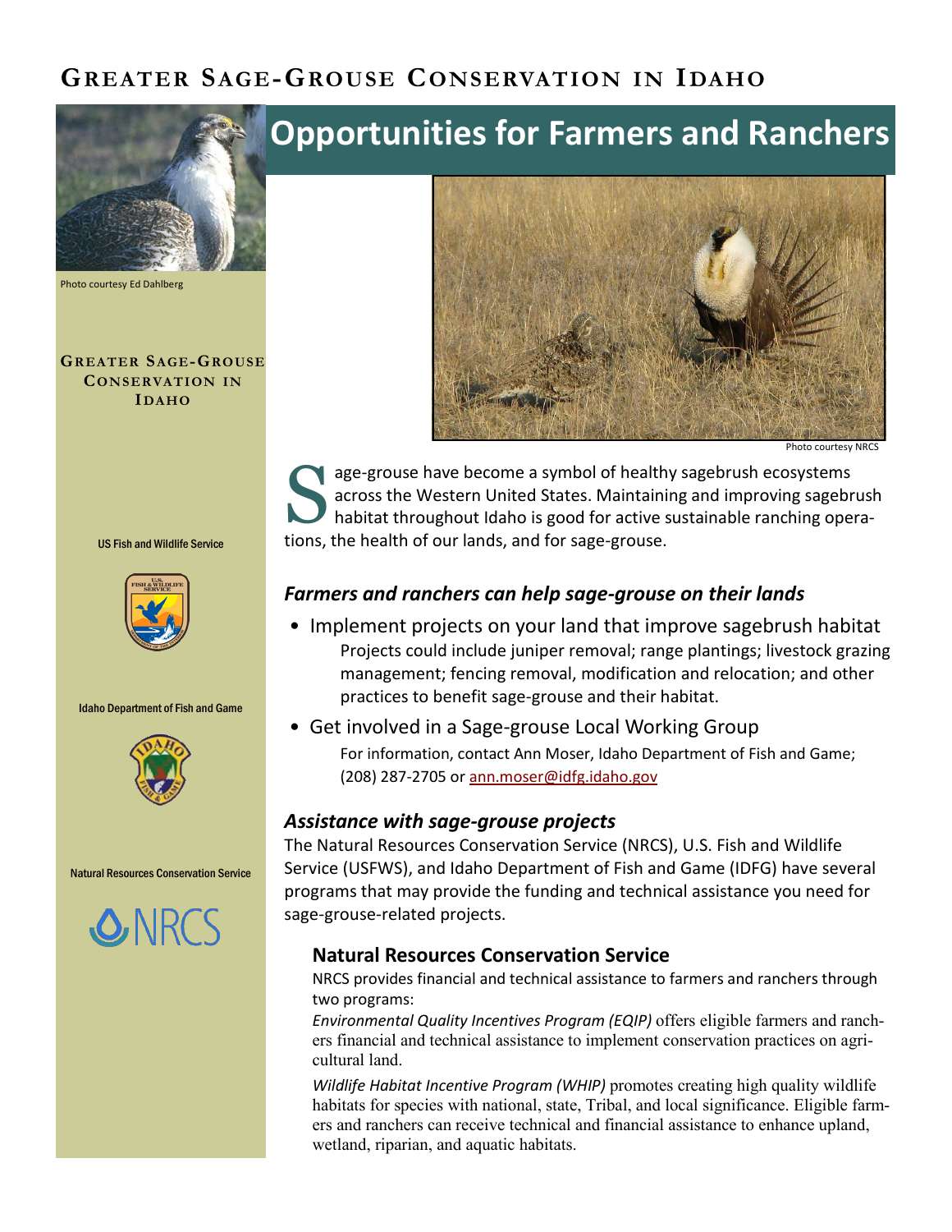# Greater Sage-Grouse Conservation in Idaho

## Opportunities for Farmers and Ranchers

Photo courtesy Ed Dahlberg

**Greater Sage-Grouse Conservation in Idaho**

US Fish and Wildlife Service

Idaho Department of Fish and Game

Natural Resources Conservation Service

Photo courtesy NRCS

Sage-grouse have become a symbol of healthy sagebrush ecosystems across the Western United States. Maintaining and improving sagebrush habitat throughout Idaho is good for active sustainable ranching operations, the health of our lands, and for sage-grouse.

### *Farmers and ranchers can help sage-grouse on their lands*

- Implement projects on your land that improve sagebrush habitat
  Projects could include juniper removal; range plantings; livestock grazing management; fencing removal, modification and relocation; and other practices to benefit sage-grouse and their habitat.
- Get involved in a Sage-grouse Local Working Group
  For information, contact Ann Moser, Idaho Department of Fish and Game; (208) 287-2705 or ann.moser@idfg.idaho.gov

### *Assistance with sage-grouse projects*

The Natural Resources Conservation Service (NRCS), U.S. Fish and Wildlife Service (USFWS), and Idaho Department of Fish and Game (IDFG) have several programs that may provide the funding and technical assistance you need for sage-grouse-related projects.

#### Natural Resources Conservation Service

NRCS provides financial and technical assistance to farmers and ranchers through two programs:

*Environmental Quality Incentives Program (EQIP)* offers eligible farmers and ranchers financial and technical assistance to implement conservation practices on agricultural land.

*Wildlife Habitat Incentive Program (WHIP)* promotes creating high quality wildlife habitats for species with national, state, Tribal, and local significance. Eligible farmers and ranchers can receive technical and financial assistance to enhance upland, wetland, riparian, and aquatic habitats.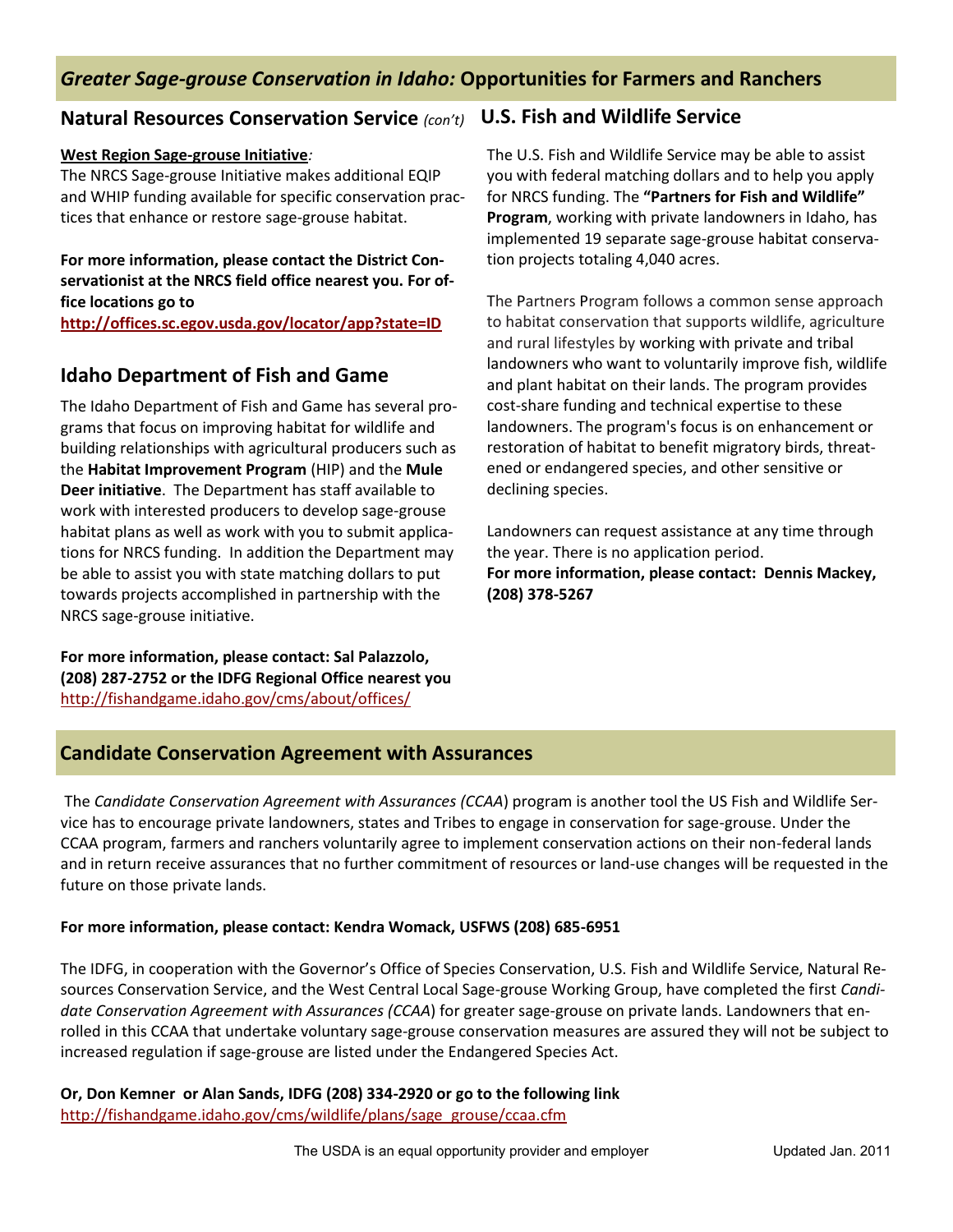# *Greater Sage-grouse Conservation in Idaho:* Opportunities for Farmers and Ranchers

## Natural Resources Conservation Service *(con't)*

**West Region Sage-grouse Initiative***:*

The NRCS Sage-grouse Initiative makes additional EQIP and WHIP funding available for specific conservation practices that enhance or restore sage-grouse habitat.

**For more information, please contact the District Conservationist at the NRCS field office nearest you. For office locations go to**
**http://offices.sc.egov.usda.gov/locator/app?state=ID**

## Idaho Department of Fish and Game

The Idaho Department of Fish and Game has several programs that focus on improving habitat for wildlife and building relationships with agricultural producers such as the **Habitat Improvement Program** (HIP) and the **Mule Deer initiative**. The Department has staff available to work with interested producers to develop sage-grouse habitat plans as well as work with you to submit applications for NRCS funding. In addition the Department may be able to assist you with state matching dollars to put towards projects accomplished in partnership with the NRCS sage-grouse initiative.

**For more information, please contact: Sal Palazzolo, (208) 287-2752 or the IDFG Regional Office nearest you**
http://fishandgame.idaho.gov/cms/about/offices/

## U.S. Fish and Wildlife Service

The U.S. Fish and Wildlife Service may be able to assist you with federal matching dollars and to help you apply for NRCS funding. The **"Partners for Fish and Wildlife" Program**, working with private landowners in Idaho, has implemented 19 separate sage-grouse habitat conservation projects totaling 4,040 acres.

The Partners Program follows a common sense approach to habitat conservation that supports wildlife, agriculture and rural lifestyles by working with private and tribal landowners who want to voluntarily improve fish, wildlife and plant habitat on their lands. The program provides cost-share funding and technical expertise to these landowners. The program's focus is on enhancement or restoration of habitat to benefit migratory birds, threatened or endangered species, and other sensitive or declining species.

Landowners can request assistance at any time through the year. There is no application period.
**For more information, please contact: Dennis Mackey, (208) 378-5267**

## Candidate Conservation Agreement with Assurances

The *Candidate Conservation Agreement with Assurances (CCAA*) program is another tool the US Fish and Wildlife Service has to encourage private landowners, states and Tribes to engage in conservation for sage-grouse. Under the CCAA program, farmers and ranchers voluntarily agree to implement conservation actions on their non-federal lands and in return receive assurances that no further commitment of resources or land-use changes will be requested in the future on those private lands.

**For more information, please contact: Kendra Womack, USFWS (208) 685-6951**

The IDFG, in cooperation with the Governor's Office of Species Conservation, U.S. Fish and Wildlife Service, Natural Resources Conservation Service, and the West Central Local Sage-grouse Working Group, have completed the first *Candidate Conservation Agreement with Assurances (CCAA*) for greater sage-grouse on private lands. Landowners that enrolled in this CCAA that undertake voluntary sage-grouse conservation measures are assured they will not be subject to increased regulation if sage-grouse are listed under the Endangered Species Act.

**Or, Don Kemner or Alan Sands, IDFG (208) 334-2920 or go to the following link**
http://fishandgame.idaho.gov/cms/wildlife/plans/sage_grouse/ccaa.cfm

The USDA is an equal opportunity provider and employer

Updated Jan. 2011